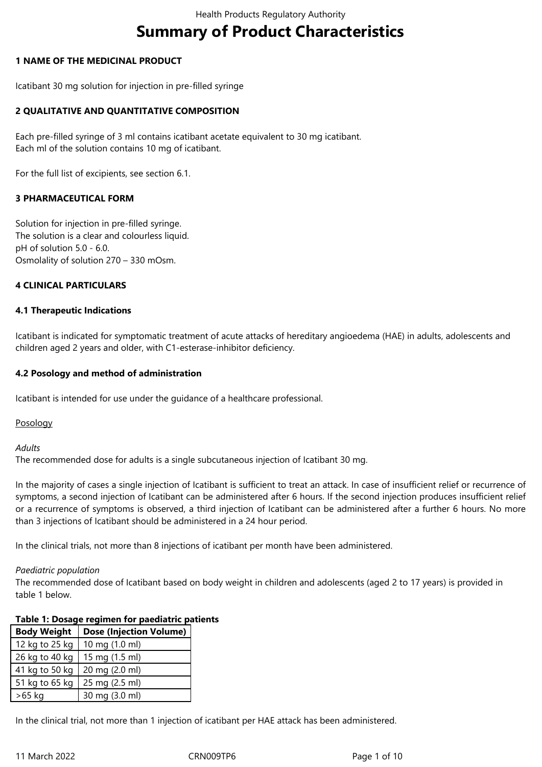# Summary of Product Characteristics

## 1 NAME OF THE MEDICINAL PRODUCT

Icatibant 30 mg solution for injection in pre-filled syringe

## 2 QUALITATIVE AND QUANTITATIVE COMPOSITION

Each pre-filled syringe of 3 ml contains icatibant acetate equivalent to 30 mg icatibant.
Each ml of the solution contains 10 mg of icatibant.

For the full list of excipients, see section 6.1.

## 3 PHARMACEUTICAL FORM

Solution for injection in pre-filled syringe.
The solution is a clear and colourless liquid.
pH of solution 5.0 - 6.0.
Osmolality of solution 270 – 330 mOsm.

## 4 CLINICAL PARTICULARS

### 4.1 Therapeutic Indications

Icatibant is indicated for symptomatic treatment of acute attacks of hereditary angioedema (HAE) in adults, adolescents and children aged 2 years and older, with C1-esterase-inhibitor deficiency.

### 4.2 Posology and method of administration

Icatibant is intended for use under the guidance of a healthcare professional.

Posology

*Adults*
The recommended dose for adults is a single subcutaneous injection of Icatibant 30 mg.

In the majority of cases a single injection of Icatibant is sufficient to treat an attack. In case of insufficient relief or recurrence of symptoms, a second injection of Icatibant can be administered after 6 hours. If the second injection produces insufficient relief or a recurrence of symptoms is observed, a third injection of Icatibant can be administered after a further 6 hours. No more than 3 injections of Icatibant should be administered in a 24 hour period.

In the clinical trials, not more than 8 injections of icatibant per month have been administered.

*Paediatric population*
The recommended dose of Icatibant based on body weight in children and adolescents (aged 2 to 17 years) is provided in table 1 below.

**Table 1: Dosage regimen for paediatric patients**

| Body Weight | Dose (Injection Volume) |
|---|---|
| 12 kg to 25 kg | 10 mg (1.0 ml) |
| 26 kg to 40 kg | 15 mg (1.5 ml) |
| 41 kg to 50 kg | 20 mg (2.0 ml) |
| 51 kg to 65 kg | 25 mg (2.5 ml) |
| >65 kg | 30 mg (3.0 ml) |

In the clinical trial, not more than 1 injection of icatibant per HAE attack has been administered.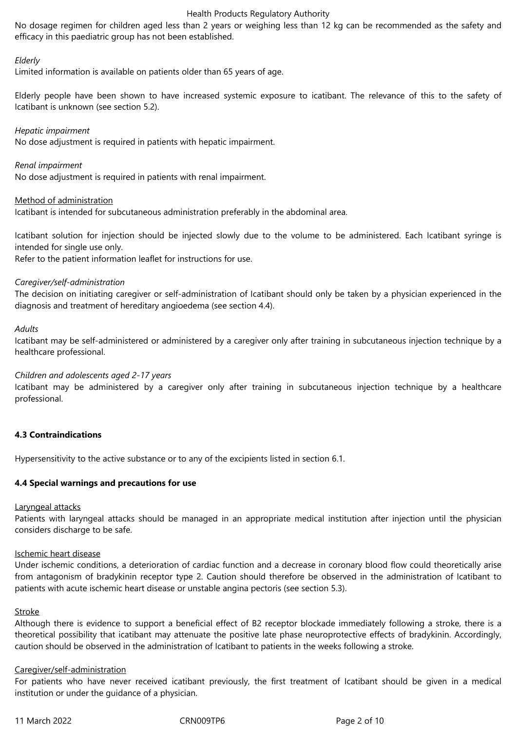No dosage regimen for children aged less than 2 years or weighing less than 12 kg can be recommended as the safety and efficacy in this paediatric group has not been established.

*Elderly*

Limited information is available on patients older than 65 years of age.

Elderly people have been shown to have increased systemic exposure to icatibant. The relevance of this to the safety of Icatibant is unknown (see section 5.2).

*Hepatic impairment*

No dose adjustment is required in patients with hepatic impairment.

*Renal impairment*

No dose adjustment is required in patients with renal impairment.

Method of administration

Icatibant is intended for subcutaneous administration preferably in the abdominal area.

Icatibant solution for injection should be injected slowly due to the volume to be administered. Each Icatibant syringe is intended for single use only.

Refer to the patient information leaflet for instructions for use.

*Caregiver/self-administration*

The decision on initiating caregiver or self-administration of Icatibant should only be taken by a physician experienced in the diagnosis and treatment of hereditary angioedema (see section 4.4).

*Adults*

Icatibant may be self-administered or administered by a caregiver only after training in subcutaneous injection technique by a healthcare professional.

*Children and adolescents aged 2-17 years*

Icatibant may be administered by a caregiver only after training in subcutaneous injection technique by a healthcare professional.

**4.3 Contraindications**

Hypersensitivity to the active substance or to any of the excipients listed in section 6.1.

**4.4 Special warnings and precautions for use**

Laryngeal attacks

Patients with laryngeal attacks should be managed in an appropriate medical institution after injection until the physician considers discharge to be safe.

Ischemic heart disease

Under ischemic conditions, a deterioration of cardiac function and a decrease in coronary blood flow could theoretically arise from antagonism of bradykinin receptor type 2. Caution should therefore be observed in the administration of Icatibant to patients with acute ischemic heart disease or unstable angina pectoris (see section 5.3).

Stroke

Although there is evidence to support a beneficial effect of B2 receptor blockade immediately following a stroke, there is a theoretical possibility that icatibant may attenuate the positive late phase neuroprotective effects of bradykinin. Accordingly, caution should be observed in the administration of Icatibant to patients in the weeks following a stroke.

Caregiver/self-administration

For patients who have never received icatibant previously, the first treatment of Icatibant should be given in a medical institution or under the guidance of a physician.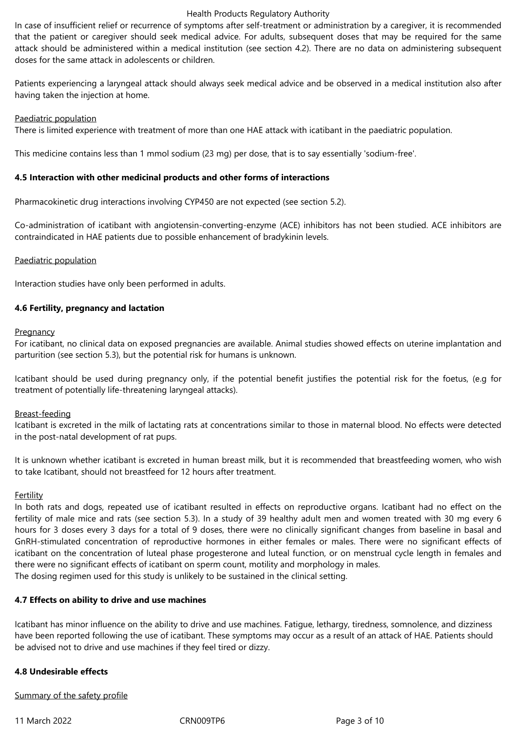In case of insufficient relief or recurrence of symptoms after self-treatment or administration by a caregiver, it is recommended that the patient or caregiver should seek medical advice. For adults, subsequent doses that may be required for the same attack should be administered within a medical institution (see section 4.2). There are no data on administering subsequent doses for the same attack in adolescents or children.

Patients experiencing a laryngeal attack should always seek medical advice and be observed in a medical institution also after having taken the injection at home.

Paediatric population

There is limited experience with treatment of more than one HAE attack with icatibant in the paediatric population.

This medicine contains less than 1 mmol sodium (23 mg) per dose, that is to say essentially 'sodium-free'.

**4.5 Interaction with other medicinal products and other forms of interactions**

Pharmacokinetic drug interactions involving CYP450 are not expected (see section 5.2).

Co-administration of icatibant with angiotensin-converting-enzyme (ACE) inhibitors has not been studied. ACE inhibitors are contraindicated in HAE patients due to possible enhancement of bradykinin levels.

Paediatric population

Interaction studies have only been performed in adults.

**4.6 Fertility, pregnancy and lactation**

Pregnancy

For icatibant, no clinical data on exposed pregnancies are available. Animal studies showed effects on uterine implantation and parturition (see section 5.3), but the potential risk for humans is unknown.

Icatibant should be used during pregnancy only, if the potential benefit justifies the potential risk for the foetus, (e.g for treatment of potentially life-threatening laryngeal attacks).

Breast-feeding

Icatibant is excreted in the milk of lactating rats at concentrations similar to those in maternal blood. No effects were detected in the post-natal development of rat pups.

It is unknown whether icatibant is excreted in human breast milk, but it is recommended that breastfeeding women, who wish to take Icatibant, should not breastfeed for 12 hours after treatment.

Fertility

In both rats and dogs, repeated use of icatibant resulted in effects on reproductive organs. Icatibant had no effect on the fertility of male mice and rats (see section 5.3). In a study of 39 healthy adult men and women treated with 30 mg every 6 hours for 3 doses every 3 days for a total of 9 doses, there were no clinically significant changes from baseline in basal and GnRH-stimulated concentration of reproductive hormones in either females or males. There were no significant effects of icatibant on the concentration of luteal phase progesterone and luteal function, or on menstrual cycle length in females and there were no significant effects of icatibant on sperm count, motility and morphology in males.
The dosing regimen used for this study is unlikely to be sustained in the clinical setting.

**4.7 Effects on ability to drive and use machines**

Icatibant has minor influence on the ability to drive and use machines. Fatigue, lethargy, tiredness, somnolence, and dizziness have been reported following the use of icatibant. These symptoms may occur as a result of an attack of HAE. Patients should be advised not to drive and use machines if they feel tired or dizzy.

**4.8 Undesirable effects**

Summary of the safety profile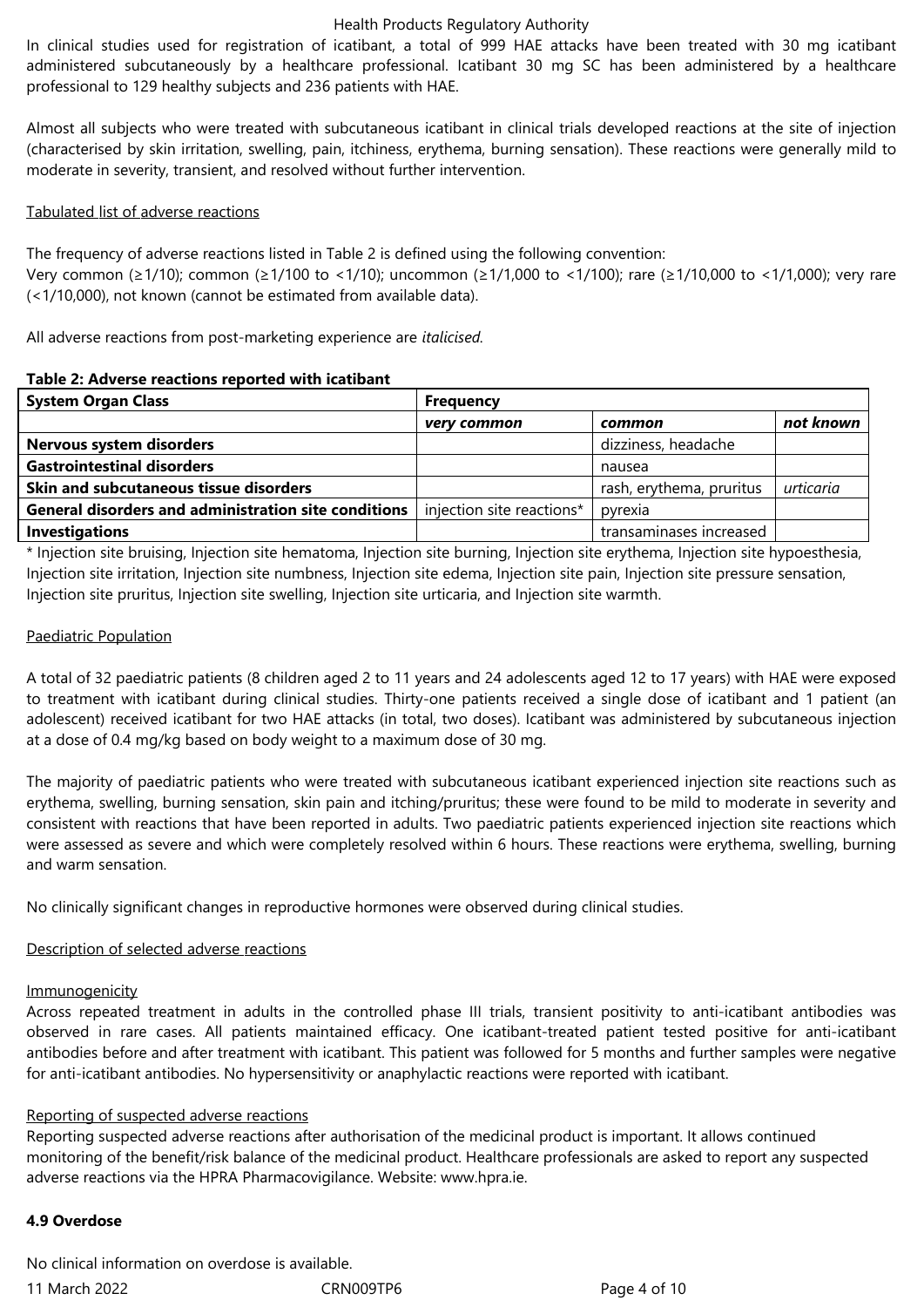In clinical studies used for registration of icatibant, a total of 999 HAE attacks have been treated with 30 mg icatibant administered subcutaneously by a healthcare professional. Icatibant 30 mg SC has been administered by a healthcare professional to 129 healthy subjects and 236 patients with HAE.

Almost all subjects who were treated with subcutaneous icatibant in clinical trials developed reactions at the site of injection (characterised by skin irritation, swelling, pain, itchiness, erythema, burning sensation). These reactions were generally mild to moderate in severity, transient, and resolved without further intervention.

Tabulated list of adverse reactions

The frequency of adverse reactions listed in Table 2 is defined using the following convention:
Very common (≥1/10); common (≥1/100 to <1/10); uncommon (≥1/1,000 to <1/100); rare (≥1/10,000 to <1/1,000); very rare (<1/10,000), not known (cannot be estimated from available data).

All adverse reactions from post-marketing experience are *italicised.*

**Table 2: Adverse reactions reported with icatibant**

| System Organ Class | Frequency | | |
|---|---|---|---|
| | ***very common*** | ***common*** | ***not known*** |
| **Nervous system disorders** | | dizziness, headache | |
| **Gastrointestinal disorders** | | nausea | |
| **Skin and subcutaneous tissue disorders** | | rash, erythema, pruritus | *urticaria* |
| **General disorders and administration site conditions** | injection site reactions* | pyrexia | |
| **Investigations** | | transaminases increased | |

* Injection site bruising, Injection site hematoma, Injection site burning, Injection site erythema, Injection site hypoesthesia, Injection site irritation, Injection site numbness, Injection site edema, Injection site pain, Injection site pressure sensation, Injection site pruritus, Injection site swelling, Injection site urticaria, and Injection site warmth.

Paediatric Population

A total of 32 paediatric patients (8 children aged 2 to 11 years and 24 adolescents aged 12 to 17 years) with HAE were exposed to treatment with icatibant during clinical studies. Thirty-one patients received a single dose of icatibant and 1 patient (an adolescent) received icatibant for two HAE attacks (in total, two doses). Icatibant was administered by subcutaneous injection at a dose of 0.4 mg/kg based on body weight to a maximum dose of 30 mg.

The majority of paediatric patients who were treated with subcutaneous icatibant experienced injection site reactions such as erythema, swelling, burning sensation, skin pain and itching/pruritus; these were found to be mild to moderate in severity and consistent with reactions that have been reported in adults. Two paediatric patients experienced injection site reactions which were assessed as severe and which were completely resolved within 6 hours. These reactions were erythema, swelling, burning and warm sensation.

No clinically significant changes in reproductive hormones were observed during clinical studies.

Description of selected adverse reactions

Immunogenicity
Across repeated treatment in adults in the controlled phase III trials, transient positivity to anti-icatibant antibodies was observed in rare cases. All patients maintained efficacy. One icatibant-treated patient tested positive for anti-icatibant antibodies before and after treatment with icatibant. This patient was followed for 5 months and further samples were negative for anti-icatibant antibodies. No hypersensitivity or anaphylactic reactions were reported with icatibant.

Reporting of suspected adverse reactions
Reporting suspected adverse reactions after authorisation of the medicinal product is important. It allows continued monitoring of the benefit/risk balance of the medicinal product. Healthcare professionals are asked to report any suspected adverse reactions via the HPRA Pharmacovigilance. Website: www.hpra.ie.

**4.9 Overdose**

No clinical information on overdose is available.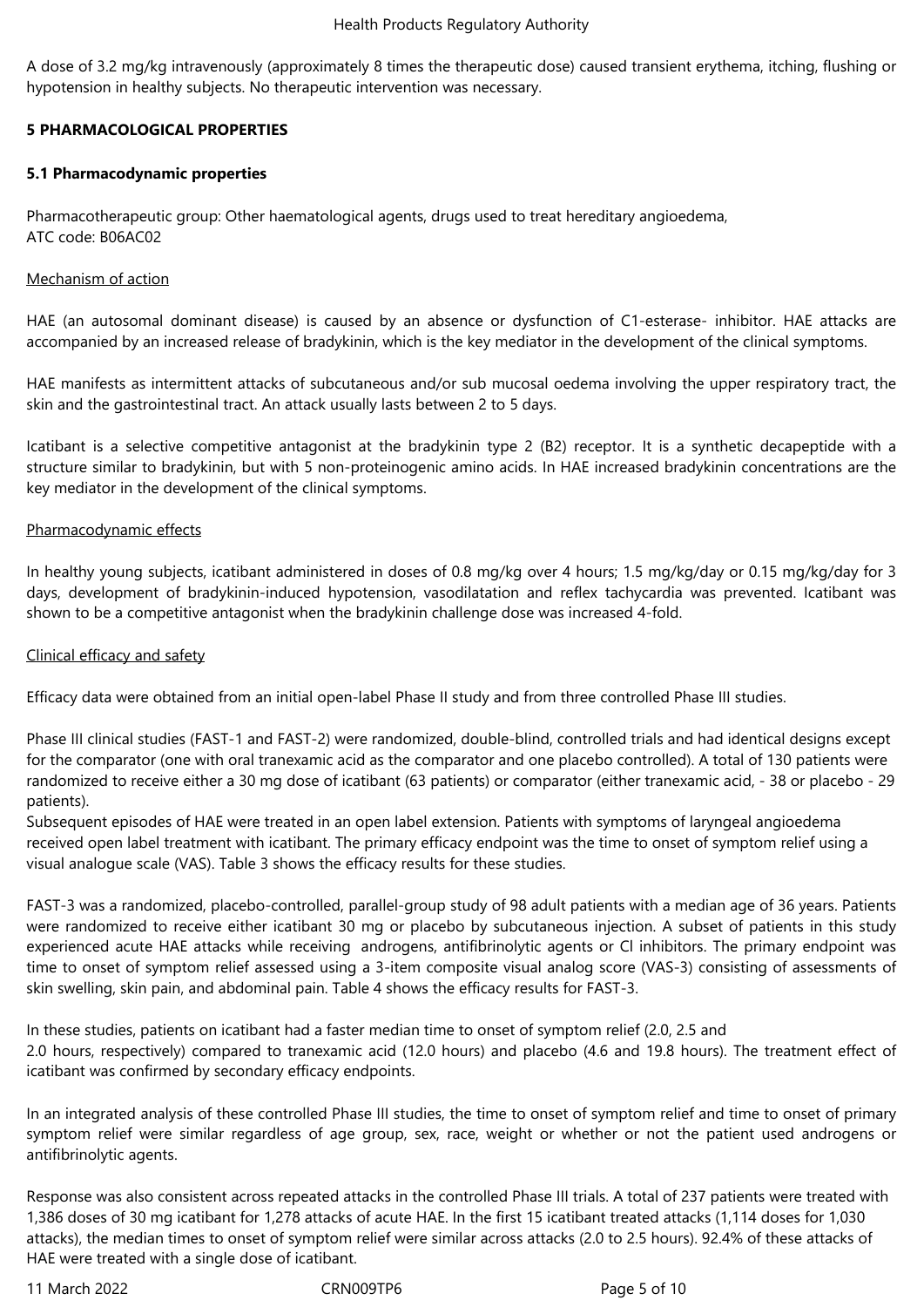A dose of 3.2 mg/kg intravenously (approximately 8 times the therapeutic dose) caused transient erythema, itching, flushing or hypotension in healthy subjects. No therapeutic intervention was necessary.

## 5 PHARMACOLOGICAL PROPERTIES

### 5.1 Pharmacodynamic properties

Pharmacotherapeutic group: Other haematological agents, drugs used to treat hereditary angioedema,
ATC code: B06AC02

Mechanism of action

HAE (an autosomal dominant disease) is caused by an absence or dysfunction of C1-esterase- inhibitor. HAE attacks are accompanied by an increased release of bradykinin, which is the key mediator in the development of the clinical symptoms.

HAE manifests as intermittent attacks of subcutaneous and/or sub mucosal oedema involving the upper respiratory tract, the skin and the gastrointestinal tract. An attack usually lasts between 2 to 5 days.

Icatibant is a selective competitive antagonist at the bradykinin type 2 (B2) receptor. It is a synthetic decapeptide with a structure similar to bradykinin, but with 5 non-proteinogenic amino acids. In HAE increased bradykinin concentrations are the key mediator in the development of the clinical symptoms.

Pharmacodynamic effects

In healthy young subjects, icatibant administered in doses of 0.8 mg/kg over 4 hours; 1.5 mg/kg/day or 0.15 mg/kg/day for 3 days, development of bradykinin-induced hypotension, vasodilatation and reflex tachycardia was prevented. Icatibant was shown to be a competitive antagonist when the bradykinin challenge dose was increased 4-fold.

Clinical efficacy and safety

Efficacy data were obtained from an initial open-label Phase II study and from three controlled Phase III studies.

Phase III clinical studies (FAST-1 and FAST-2) were randomized, double-blind, controlled trials and had identical designs except for the comparator (one with oral tranexamic acid as the comparator and one placebo controlled). A total of 130 patients were randomized to receive either a 30 mg dose of icatibant (63 patients) or comparator (either tranexamic acid, - 38 or placebo - 29 patients).
Subsequent episodes of HAE were treated in an open label extension. Patients with symptoms of laryngeal angioedema received open label treatment with icatibant. The primary efficacy endpoint was the time to onset of symptom relief using a visual analogue scale (VAS). Table 3 shows the efficacy results for these studies.

FAST-3 was a randomized, placebo-controlled, parallel-group study of 98 adult patients with a median age of 36 years. Patients were randomized to receive either icatibant 30 mg or placebo by subcutaneous injection. A subset of patients in this study experienced acute HAE attacks while receiving androgens, antifibrinolytic agents or Cl inhibitors. The primary endpoint was time to onset of symptom relief assessed using a 3-item composite visual analog score (VAS-3) consisting of assessments of skin swelling, skin pain, and abdominal pain. Table 4 shows the efficacy results for FAST-3.

In these studies, patients on icatibant had a faster median time to onset of symptom relief (2.0, 2.5 and 2.0 hours, respectively) compared to tranexamic acid (12.0 hours) and placebo (4.6 and 19.8 hours). The treatment effect of icatibant was confirmed by secondary efficacy endpoints.

In an integrated analysis of these controlled Phase III studies, the time to onset of symptom relief and time to onset of primary symptom relief were similar regardless of age group, sex, race, weight or whether or not the patient used androgens or antifibrinolytic agents.

Response was also consistent across repeated attacks in the controlled Phase III trials. A total of 237 patients were treated with 1,386 doses of 30 mg icatibant for 1,278 attacks of acute HAE. In the first 15 icatibant treated attacks (1,114 doses for 1,030 attacks), the median times to onset of symptom relief were similar across attacks (2.0 to 2.5 hours). 92.4% of these attacks of HAE were treated with a single dose of icatibant.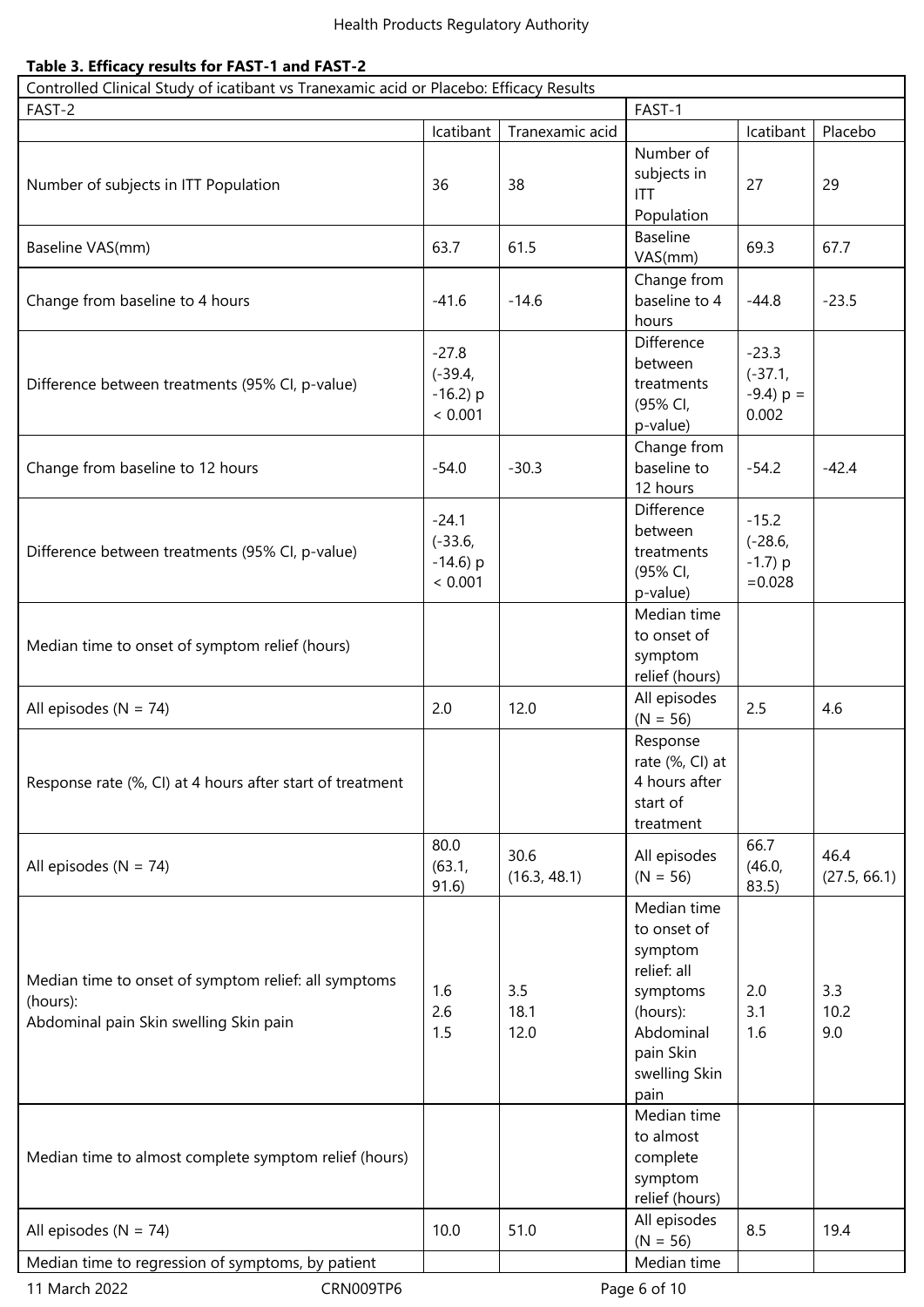**Table 3. Efficacy results for FAST-1 and FAST-2**

| Controlled Clinical Study of icatibant vs Tranexamic acid or Placebo: Efficacy Results | | | | | |
|---|---|---|---|---|---|
| FAST-2 | | | FAST-1 | | |
| | Icatibant | Tranexamic acid | | Icatibant | Placebo |
| Number of subjects in ITT Population | 36 | 38 | Number of subjects in ITT Population | 27 | 29 |
| Baseline VAS(mm) | 63.7 | 61.5 | Baseline VAS(mm) | 69.3 | 67.7 |
| Change from baseline to 4 hours | -41.6 | -14.6 | Change from baseline to 4 hours | -44.8 | -23.5 |
| Difference between treatments (95% CI, p-value) | -27.8 (-39.4, -16.2) p < 0.001 | | Difference between treatments (95% CI, p-value) | -23.3 (-37.1, -9.4) p = 0.002 | |
| Change from baseline to 12 hours | -54.0 | -30.3 | Change from baseline to 12 hours | -54.2 | -42.4 |
| Difference between treatments (95% CI, p-value) | -24.1 (-33.6, -14.6) p < 0.001 | | Difference between treatments (95% CI, p-value) | -15.2 (-28.6, -1.7) p =0.028 | |
| Median time to onset of symptom relief (hours) | | | Median time to onset of symptom relief (hours) | | |
| All episodes (N = 74) | 2.0 | 12.0 | All episodes (N = 56) | 2.5 | 4.6 |
| Response rate (%, CI) at 4 hours after start of treatment | | | Response rate (%, CI) at 4 hours after start of treatment | | |
| All episodes (N = 74) | 80.0 (63.1, 91.6) | 30.6 (16.3, 48.1) | All episodes (N = 56) | 66.7 (46.0, 83.5) | 46.4 (27.5, 66.1) |
| Median time to onset of symptom relief: all symptoms (hours): Abdominal pain Skin swelling Skin pain | 1.6 2.6 1.5 | 3.5 18.1 12.0 | Median time to onset of symptom relief: all symptoms (hours): Abdominal pain Skin swelling Skin pain | 2.0 3.1 1.6 | 3.3 10.2 9.0 |
| Median time to almost complete symptom relief (hours) | | | Median time to almost complete symptom relief (hours) | | |
| All episodes (N = 74) | 10.0 | 51.0 | All episodes (N = 56) | 8.5 | 19.4 |
| Median time to regression of symptoms, by patient | | | Median time | | |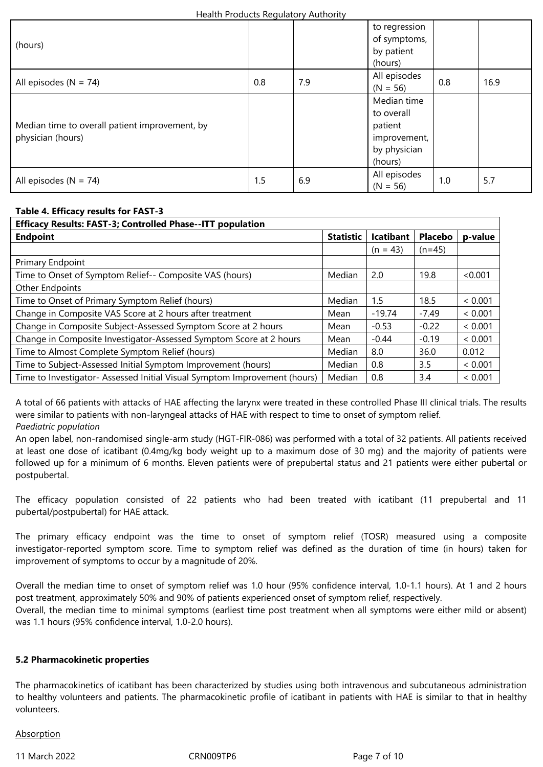| (hours) | | | to regression of symptoms, by patient (hours) | | |
|---|---|---|---|---|---|
| All episodes (N = 74) | 0.8 | 7.9 | All episodes (N = 56) | 0.8 | 16.9 |
| Median time to overall patient improvement, by physician (hours) | | | Median time to overall patient improvement, by physician (hours) | | |
| All episodes (N = 74) | 1.5 | 6.9 | All episodes (N = 56) | 1.0 | 5.7 |

**Table 4. Efficacy results for FAST-3**

| **Efficacy Results: FAST-3; Controlled Phase--ITT population** | | | | |
|---|---|---|---|---|
| **Endpoint** | **Statistic** | **Icatibant** | **Placebo** | **p-value** |
| | | (n = 43) | (n=45) | |
| Primary Endpoint | | | | |
| Time to Onset of Symptom Relief-- Composite VAS (hours) | Median | 2.0 | 19.8 | <0.001 |
| Other Endpoints | | | | |
| Time to Onset of Primary Symptom Relief (hours) | Median | 1.5 | 18.5 | < 0.001 |
| Change in Composite VAS Score at 2 hours after treatment | Mean | -19.74 | -7.49 | < 0.001 |
| Change in Composite Subject-Assessed Symptom Score at 2 hours | Mean | -0.53 | -0.22 | < 0.001 |
| Change in Composite Investigator-Assessed Symptom Score at 2 hours | Mean | -0.44 | -0.19 | < 0.001 |
| Time to Almost Complete Symptom Relief (hours) | Median | 8.0 | 36.0 | 0.012 |
| Time to Subject-Assessed Initial Symptom Improvement (hours) | Median | 0.8 | 3.5 | < 0.001 |
| Time to Investigator- Assessed Initial Visual Symptom Improvement (hours) | Median | 0.8 | 3.4 | < 0.001 |

A total of 66 patients with attacks of HAE affecting the larynx were treated in these controlled Phase III clinical trials. The results were similar to patients with non-laryngeal attacks of HAE with respect to time to onset of symptom relief.

*Paediatric population*

An open label, non-randomised single-arm study (HGT-FIR-086) was performed with a total of 32 patients. All patients received at least one dose of icatibant (0.4mg/kg body weight up to a maximum dose of 30 mg) and the majority of patients were followed up for a minimum of 6 months. Eleven patients were of prepubertal status and 21 patients were either pubertal or postpubertal.

The efficacy population consisted of 22 patients who had been treated with icatibant (11 prepubertal and 11 pubertal/postpubertal) for HAE attack.

The primary efficacy endpoint was the time to onset of symptom relief (TOSR) measured using a composite investigator-reported symptom score. Time to symptom relief was defined as the duration of time (in hours) taken for improvement of symptoms to occur by a magnitude of 20%.

Overall the median time to onset of symptom relief was 1.0 hour (95% confidence interval, 1.0-1.1 hours). At 1 and 2 hours post treatment, approximately 50% and 90% of patients experienced onset of symptom relief, respectively.

Overall, the median time to minimal symptoms (earliest time post treatment when all symptoms were either mild or absent) was 1.1 hours (95% confidence interval, 1.0-2.0 hours).

**5.2 Pharmacokinetic properties**

The pharmacokinetics of icatibant has been characterized by studies using both intravenous and subcutaneous administration to healthy volunteers and patients. The pharmacokinetic profile of icatibant in patients with HAE is similar to that in healthy volunteers.

Absorption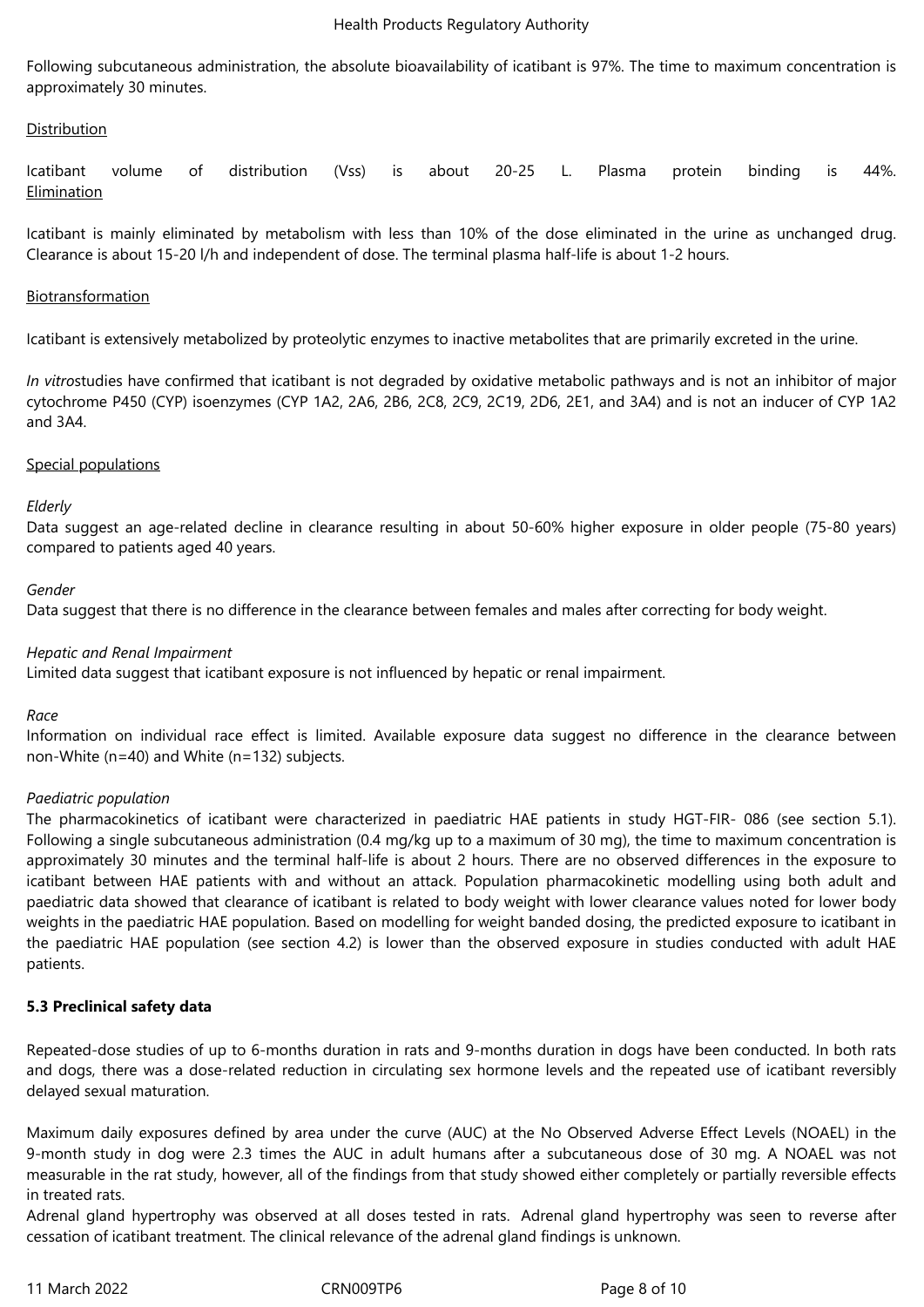Following subcutaneous administration, the absolute bioavailability of icatibant is 97%. The time to maximum concentration is approximately 30 minutes.

Distribution

Icatibant volume of distribution (Vss) is about 20-25 L. Plasma protein binding is 44%.

Elimination

Icatibant is mainly eliminated by metabolism with less than 10% of the dose eliminated in the urine as unchanged drug. Clearance is about 15-20 l/h and independent of dose. The terminal plasma half-life is about 1-2 hours.

Biotransformation

Icatibant is extensively metabolized by proteolytic enzymes to inactive metabolites that are primarily excreted in the urine.

*In vitro*studies have confirmed that icatibant is not degraded by oxidative metabolic pathways and is not an inhibitor of major cytochrome P450 (CYP) isoenzymes (CYP 1A2, 2A6, 2B6, 2C8, 2C9, 2C19, 2D6, 2E1, and 3A4) and is not an inducer of CYP 1A2 and 3A4.

Special populations

*Elderly*

Data suggest an age-related decline in clearance resulting in about 50-60% higher exposure in older people (75-80 years) compared to patients aged 40 years.

*Gender*

Data suggest that there is no difference in the clearance between females and males after correcting for body weight.

*Hepatic and Renal Impairment*

Limited data suggest that icatibant exposure is not influenced by hepatic or renal impairment.

*Race*

Information on individual race effect is limited. Available exposure data suggest no difference in the clearance between non-White (n=40) and White (n=132) subjects.

*Paediatric population*

The pharmacokinetics of icatibant were characterized in paediatric HAE patients in study HGT-FIR- 086 (see section 5.1). Following a single subcutaneous administration (0.4 mg/kg up to a maximum of 30 mg), the time to maximum concentration is approximately 30 minutes and the terminal half-life is about 2 hours. There are no observed differences in the exposure to icatibant between HAE patients with and without an attack. Population pharmacokinetic modelling using both adult and paediatric data showed that clearance of icatibant is related to body weight with lower clearance values noted for lower body weights in the paediatric HAE population. Based on modelling for weight banded dosing, the predicted exposure to icatibant in the paediatric HAE population (see section 4.2) is lower than the observed exposure in studies conducted with adult HAE patients.

**5.3 Preclinical safety data**

Repeated-dose studies of up to 6-months duration in rats and 9-months duration in dogs have been conducted. In both rats and dogs, there was a dose-related reduction in circulating sex hormone levels and the repeated use of icatibant reversibly delayed sexual maturation.

Maximum daily exposures defined by area under the curve (AUC) at the No Observed Adverse Effect Levels (NOAEL) in the 9-month study in dog were 2.3 times the AUC in adult humans after a subcutaneous dose of 30 mg. A NOAEL was not measurable in the rat study, however, all of the findings from that study showed either completely or partially reversible effects in treated rats.

Adrenal gland hypertrophy was observed at all doses tested in rats. Adrenal gland hypertrophy was seen to reverse after cessation of icatibant treatment. The clinical relevance of the adrenal gland findings is unknown.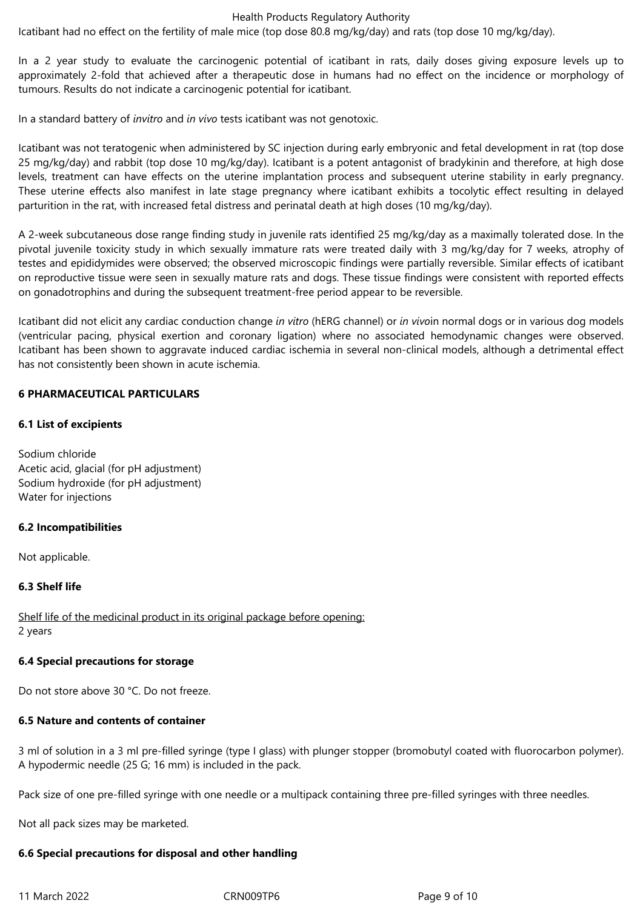Icatibant had no effect on the fertility of male mice (top dose 80.8 mg/kg/day) and rats (top dose 10 mg/kg/day).

In a 2 year study to evaluate the carcinogenic potential of icatibant in rats, daily doses giving exposure levels up to approximately 2-fold that achieved after a therapeutic dose in humans had no effect on the incidence or morphology of tumours. Results do not indicate a carcinogenic potential for icatibant.

In a standard battery of *invitro* and *in vivo* tests icatibant was not genotoxic.

Icatibant was not teratogenic when administered by SC injection during early embryonic and fetal development in rat (top dose 25 mg/kg/day) and rabbit (top dose 10 mg/kg/day). Icatibant is a potent antagonist of bradykinin and therefore, at high dose levels, treatment can have effects on the uterine implantation process and subsequent uterine stability in early pregnancy. These uterine effects also manifest in late stage pregnancy where icatibant exhibits a tocolytic effect resulting in delayed parturition in the rat, with increased fetal distress and perinatal death at high doses (10 mg/kg/day).

A 2-week subcutaneous dose range finding study in juvenile rats identified 25 mg/kg/day as a maximally tolerated dose. In the pivotal juvenile toxicity study in which sexually immature rats were treated daily with 3 mg/kg/day for 7 weeks, atrophy of testes and epididymides were observed; the observed microscopic findings were partially reversible. Similar effects of icatibant on reproductive tissue were seen in sexually mature rats and dogs. These tissue findings were consistent with reported effects on gonadotrophins and during the subsequent treatment-free period appear to be reversible.

Icatibant did not elicit any cardiac conduction change *in vitro* (hERG channel) or *in vivo*in normal dogs or in various dog models (ventricular pacing, physical exertion and coronary ligation) where no associated hemodynamic changes were observed. Icatibant has been shown to aggravate induced cardiac ischemia in several non-clinical models, although a detrimental effect has not consistently been shown in acute ischemia.

## 6 PHARMACEUTICAL PARTICULARS

### 6.1 List of excipients

Sodium chloride
Acetic acid, glacial (for pH adjustment)
Sodium hydroxide (for pH adjustment)
Water for injections

### 6.2 Incompatibilities

Not applicable.

### 6.3 Shelf life

Shelf life of the medicinal product in its original package before opening:
2 years

### 6.4 Special precautions for storage

Do not store above 30 °C. Do not freeze.

### 6.5 Nature and contents of container

3 ml of solution in a 3 ml pre-filled syringe (type I glass) with plunger stopper (bromobutyl coated with fluorocarbon polymer). A hypodermic needle (25 G; 16 mm) is included in the pack.

Pack size of one pre-filled syringe with one needle or a multipack containing three pre-filled syringes with three needles.

Not all pack sizes may be marketed.

### 6.6 Special precautions for disposal and other handling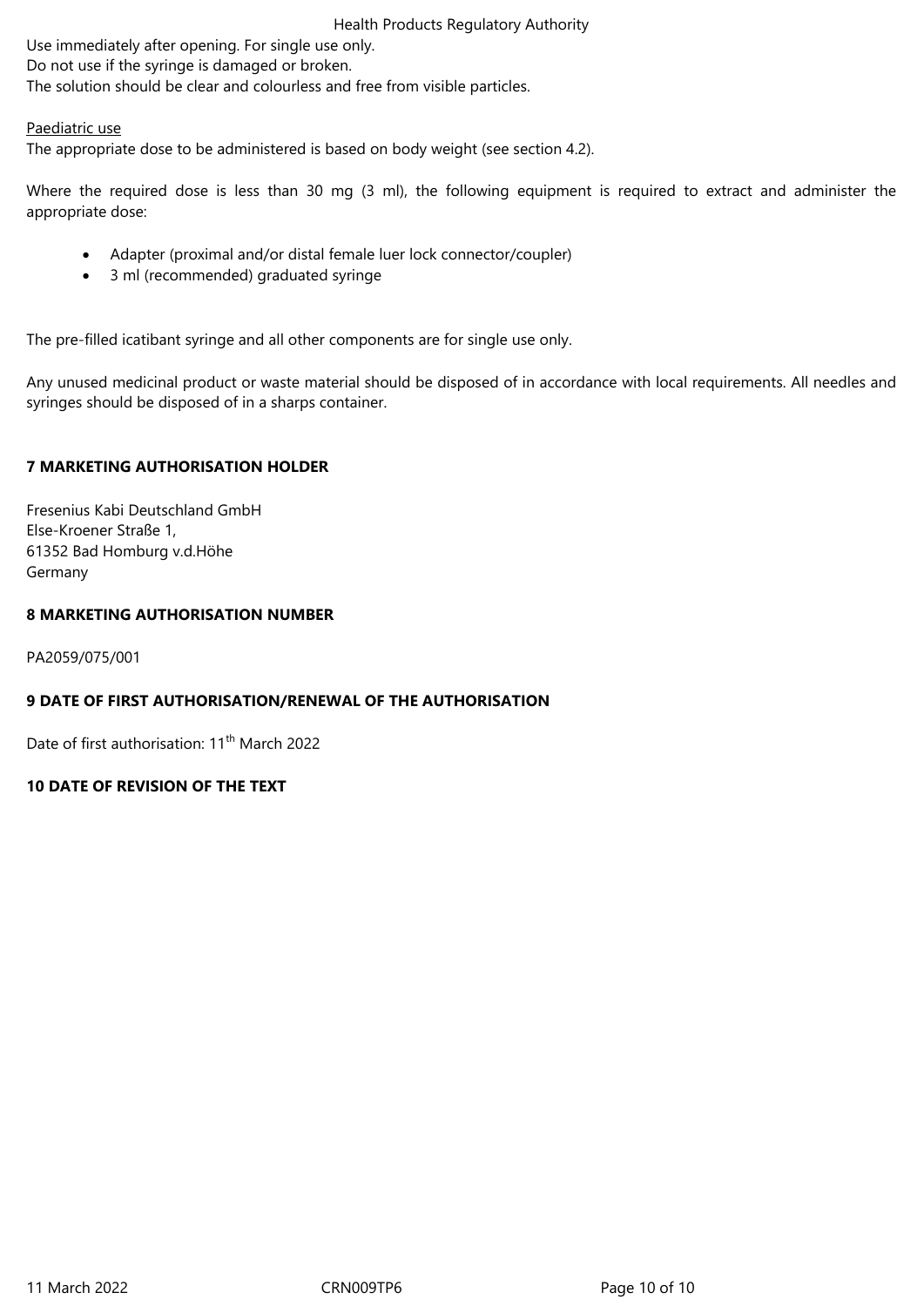Use immediately after opening. For single use only.
Do not use if the syringe is damaged or broken.
The solution should be clear and colourless and free from visible particles.

Paediatric use
The appropriate dose to be administered is based on body weight (see section 4.2).

Where the required dose is less than 30 mg (3 ml), the following equipment is required to extract and administer the appropriate dose:

- Adapter (proximal and/or distal female luer lock connector/coupler)
- 3 ml (recommended) graduated syringe

The pre-filled icatibant syringe and all other components are for single use only.

Any unused medicinal product or waste material should be disposed of in accordance with local requirements. All needles and syringes should be disposed of in a sharps container.

## 7 MARKETING AUTHORISATION HOLDER

Fresenius Kabi Deutschland GmbH
Else-Kroener Straße 1,
61352 Bad Homburg v.d.Höhe
Germany

## 8 MARKETING AUTHORISATION NUMBER

PA2059/075/001

## 9 DATE OF FIRST AUTHORISATION/RENEWAL OF THE AUTHORISATION

Date of first authorisation: 11th March 2022

## 10 DATE OF REVISION OF THE TEXT